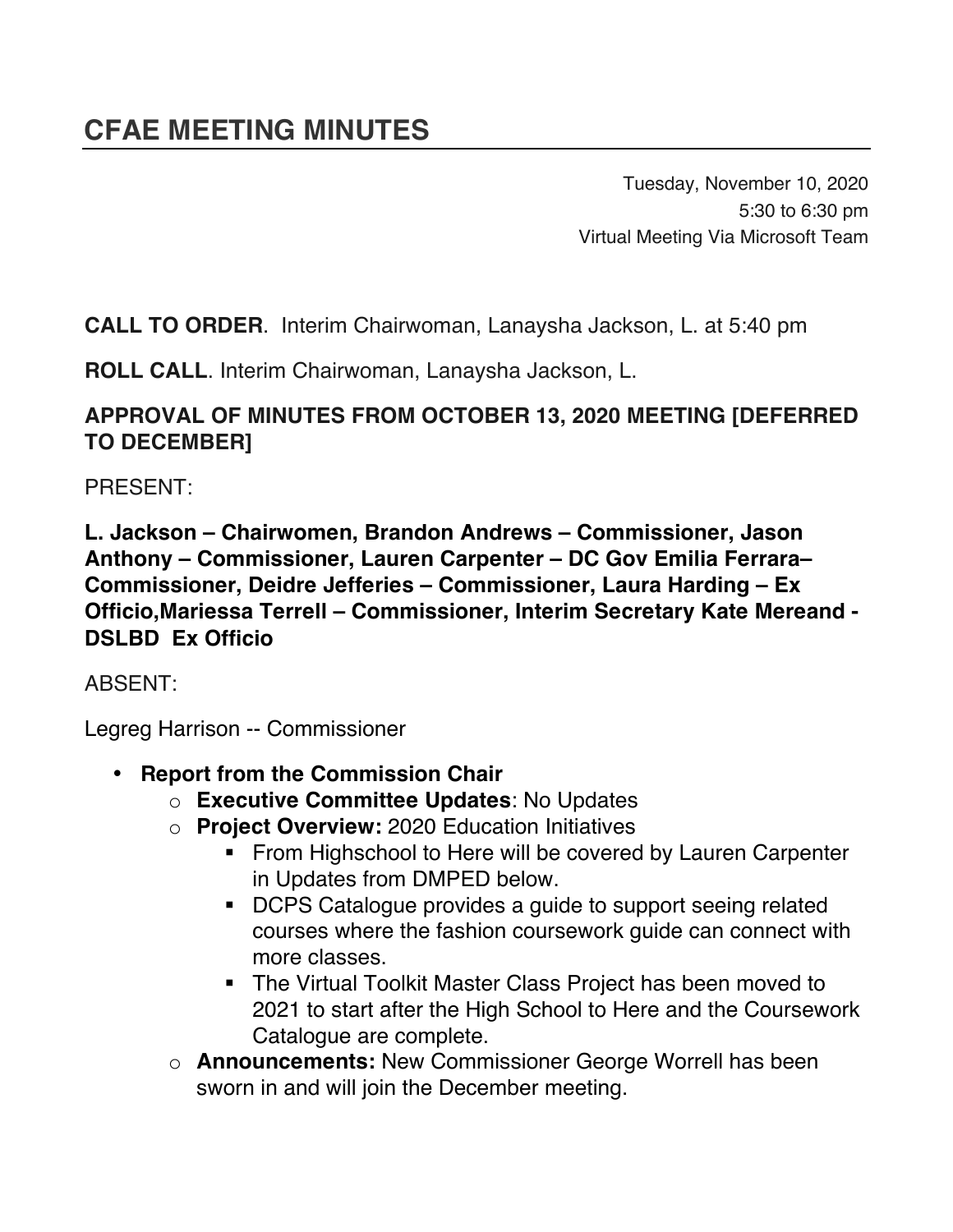# CFAE MEETING MINUTES

Tuesday, November 10, 2020
5:30 to 6:30 pm
Virtual Meeting Via Microsoft Team

**CALL TO ORDER**. Interim Chairwoman, Lanaysha Jackson, L. at 5:40 pm

**ROLL CALL**. Interim Chairwoman, Lanaysha Jackson, L.

**APPROVAL OF MINUTES FROM OCTOBER 13, 2020 MEETING [DEFERRED TO DECEMBER]**

PRESENT:

**L. Jackson – Chairwomen, Brandon Andrews – Commissioner, Jason Anthony – Commissioner, Lauren Carpenter – DC Gov Emilia Ferrara– Commissioner, Deidre Jefferies – Commissioner, Laura Harding – Ex Officio,Mariessa Terrell – Commissioner, Interim Secretary Kate Mereand - DSLBD Ex Officio**

ABSENT:

Legreg Harrison -- Commissioner

- **Report from the Commission Chair**
    - **Executive Committee Updates**: No Updates
    - **Project Overview:** 2020 Education Initiatives
        - From Highschool to Here will be covered by Lauren Carpenter in Updates from DMPED below.
        - DCPS Catalogue provides a guide to support seeing related courses where the fashion coursework guide can connect with more classes.
        - The Virtual Toolkit Master Class Project has been moved to 2021 to start after the High School to Here and the Coursework Catalogue are complete.
    - **Announcements:** New Commissioner George Worrell has been sworn in and will join the December meeting.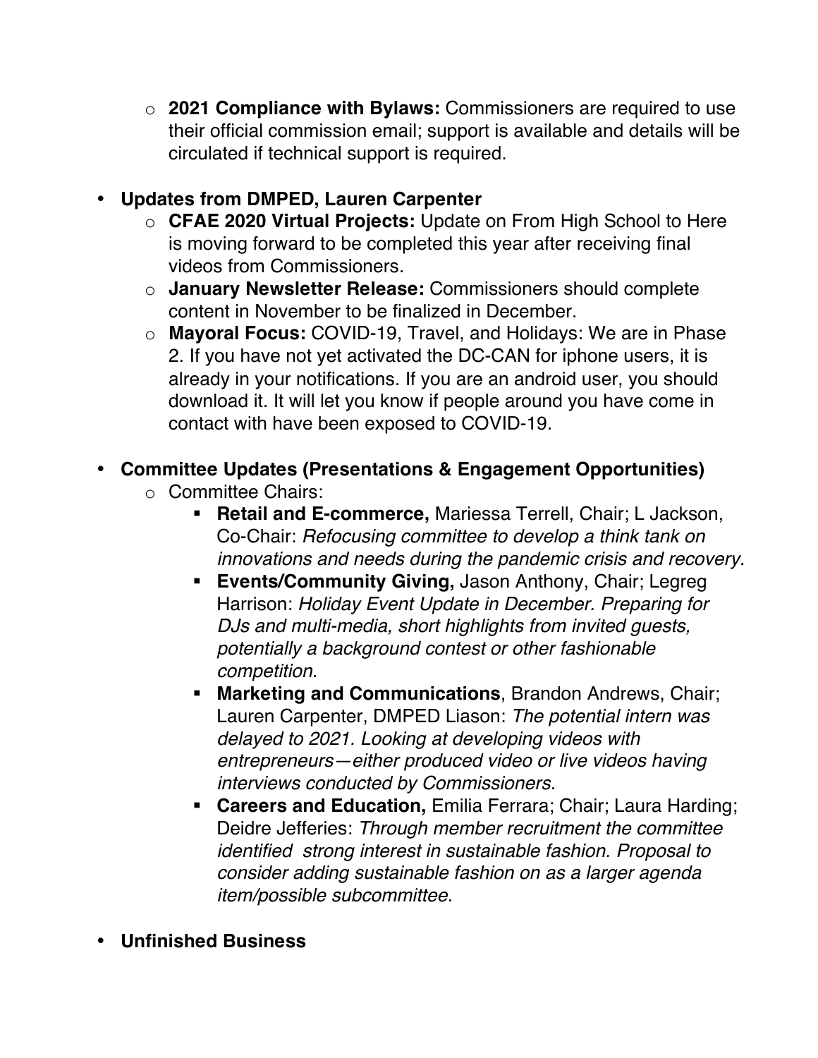- **2021 Compliance with Bylaws:** Commissioners are required to use their official commission email; support is available and details will be circulated if technical support is required.

- **Updates from DMPED, Lauren Carpenter**
  - **CFAE 2020 Virtual Projects:** Update on From High School to Here is moving forward to be completed this year after receiving final videos from Commissioners.
  - **January Newsletter Release:** Commissioners should complete content in November to be finalized in December.
  - **Mayoral Focus:** COVID-19, Travel, and Holidays: We are in Phase 2. If you have not yet activated the DC-CAN for iphone users, it is already in your notifications. If you are an android user, you should download it. It will let you know if people around you have come in contact with have been exposed to COVID-19.

- **Committee Updates (Presentations & Engagement Opportunities)**
  - Committee Chairs:
    - **Retail and E-commerce,** Mariessa Terrell, Chair; L Jackson, Co-Chair: *Refocusing committee to develop a think tank on innovations and needs during the pandemic crisis and recovery.*
    - **Events/Community Giving,** Jason Anthony, Chair; Legreg Harrison: *Holiday Event Update in December. Preparing for DJs and multi-media, short highlights from invited guests, potentially a background contest or other fashionable competition.*
    - **Marketing and Communications**, Brandon Andrews, Chair; Lauren Carpenter, DMPED Liason: *The potential intern was delayed to 2021. Looking at developing videos with entrepreneurs—either produced video or live videos having interviews conducted by Commissioners.*
    - **Careers and Education,** Emilia Ferrara; Chair; Laura Harding; Deidre Jefferies: *Through member recruitment the committee identified strong interest in sustainable fashion. Proposal to consider adding sustainable fashion on as a larger agenda item/possible subcommittee.*

- **Unfinished Business**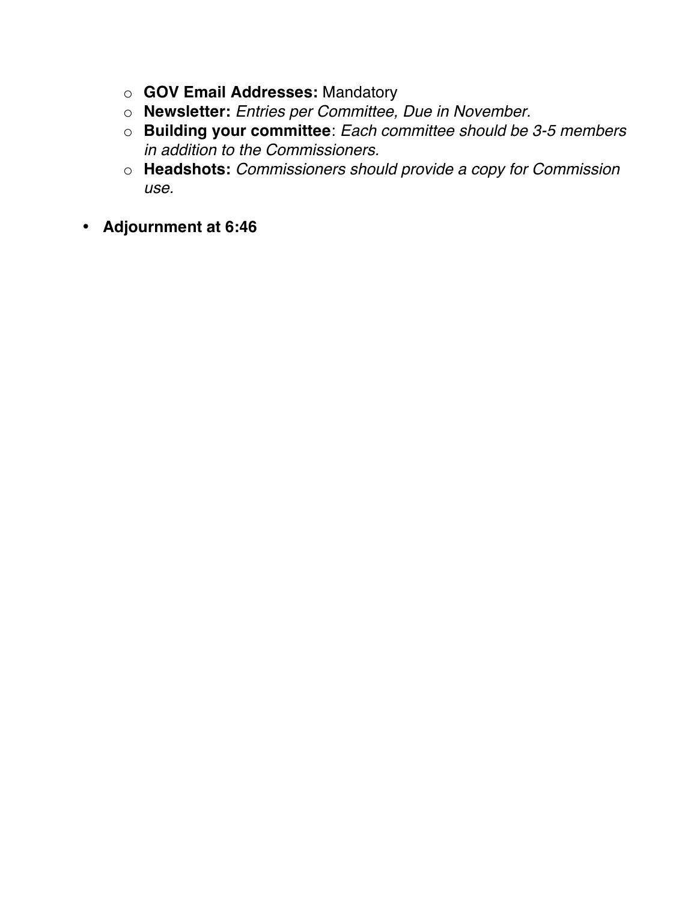- **GOV Email Addresses:** Mandatory
  - **Newsletter:** *Entries per Committee, Due in November.*
  - **Building your committee**: *Each committee should be 3-5 members in addition to the Commissioners.*
  - **Headshots:** *Commissioners should provide a copy for Commission use.*

- **Adjournment at 6:46**